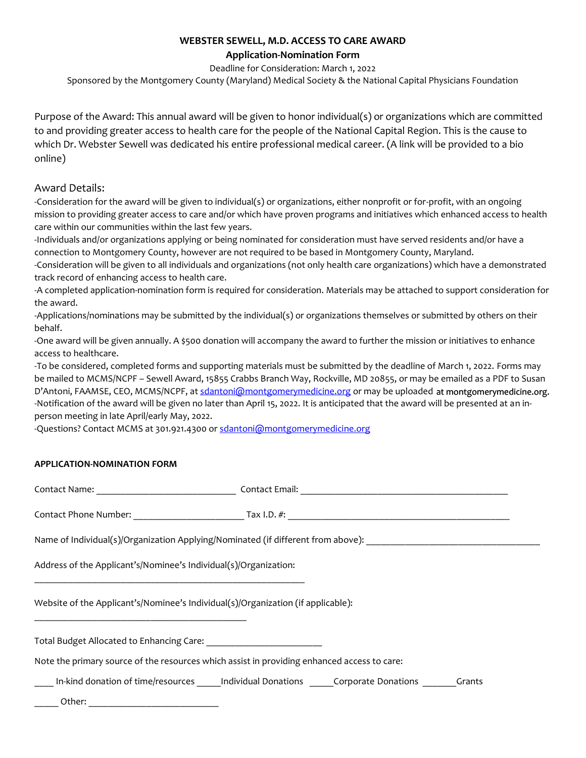# WEBSTER SEWELL, M.D. ACCESS TO CARE AWARD

## Application-Nomination Form

Deadline for Consideration: March 1, 2022

Sponsored by the Montgomery County (Maryland) Medical Society & the National Capital Physicians Foundation

Purpose of the Award: This annual award will be given to honor individual(s) or organizations which are committed to and providing greater access to health care for the people of the National Capital Region. This is the cause to which Dr. Webster Sewell was dedicated his entire professional medical career. (A link will be provided to a bio online)

Award Details:

-Consideration for the award will be given to individual(s) or organizations, either nonprofit or for-profit, with an ongoing mission to providing greater access to care and/or which have proven programs and initiatives which enhanced access to health care within our communities within the last few years.

-Individuals and/or organizations applying or being nominated for consideration must have served residents and/or have a connection to Montgomery County, however are not required to be based in Montgomery County, Maryland.

-Consideration will be given to all individuals and organizations (not only health care organizations) which have a demonstrated track record of enhancing access to health care.

-A completed application-nomination form is required for consideration. Materials may be attached to support consideration for the award.

-Applications/nominations may be submitted by the individual(s) or organizations themselves or submitted by others on their behalf.

-One award will be given annually. A $500 donation will accompany the award to further the mission or initiatives to enhance access to healthcare.

-To be considered, completed forms and supporting materials must be submitted by the deadline of March 1, 2022. Forms may be mailed to MCMS/NCPF – Sewell Award, 15855 Crabbs Branch Way, Rockville, MD 20855, or may be emailed as a PDF to Susan D'Antoni, FAAMSE, CEO, MCMS/NCPF, at sdantoni@montgomerymedicine.org or may be uploaded at montgomerymedicine.org.

-Notification of the award will be given no later than April 15, 2022. It is anticipated that the award will be presented at an in-person meeting in late April/early May, 2022.

-Questions? Contact MCMS at 301.921.4300 or sdantoni@montgomerymedicine.org

**APPLICATION-NOMINATION FORM**

Contact Name: ____________________________ Contact Email: ___________________________________________

Contact Phone Number: ______________________ Tax I.D. #: ______________________________________________

Name of Individual(s)/Organization Applying/Nominated (if different from above): ____________________________________

Address of the Applicant's/Nominee's Individual(s)/Organization:

_______________________________________________________

Website of the Applicant's/Nominee's Individual(s)/Organization (if applicable):

___________________________________________

Total Budget Allocated to Enhancing Care: _______________________

Note the primary source of the resources which assist in providing enhanced access to care:

____ In-kind donation of time/resources _____Individual Donations _____Corporate Donations _______Grants

_____ Other: ___________________________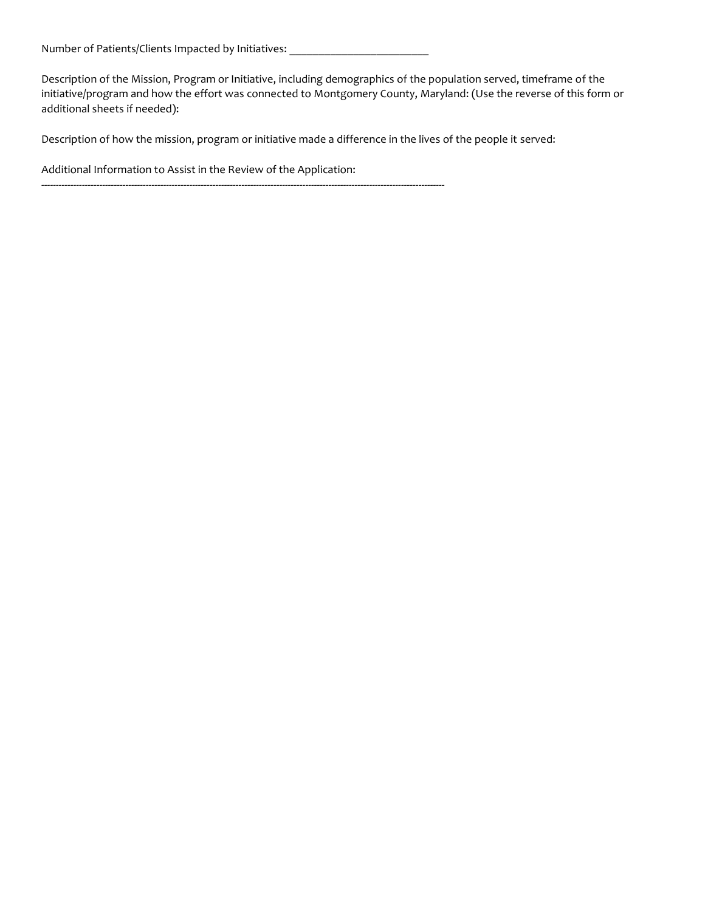Number of Patients/Clients Impacted by Initiatives: _________________________

Description of the Mission, Program or Initiative, including demographics of the population served, timeframe of the initiative/program and how the effort was connected to Montgomery County, Maryland: (Use the reverse of this form or additional sheets if needed):

Description of how the mission, program or initiative made a difference in the lives of the people it served:

Additional Information to Assist in the Review of the Application:

---